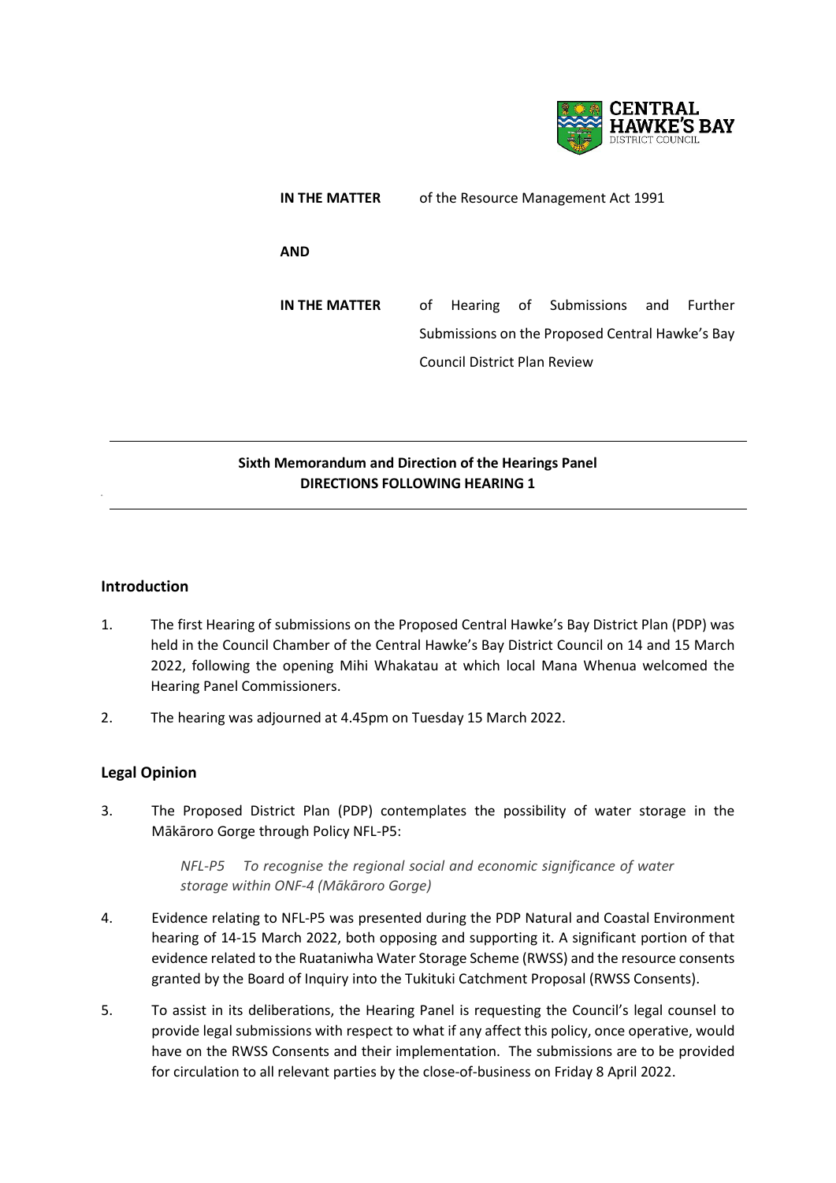**IN THE MATTER** of the Resource Management Act 1991

**AND**

**IN THE MATTER** of Hearing of Submissions and Further Submissions on the Proposed Central Hawke's Bay Council District Plan Review

**Sixth Memorandum and Direction of the Hearings Panel**
**DIRECTIONS FOLLOWING HEARING 1**

## Introduction

1. The first Hearing of submissions on the Proposed Central Hawke's Bay District Plan (PDP) was held in the Council Chamber of the Central Hawke's Bay District Council on 14 and 15 March 2022, following the opening Mihi Whakatau at which local Mana Whenua welcomed the Hearing Panel Commissioners.

2. The hearing was adjourned at 4.45pm on Tuesday 15 March 2022.

## Legal Opinion

3. The Proposed District Plan (PDP) contemplates the possibility of water storage in the Mākāroro Gorge through Policy NFL-P5:

   *NFL-P5 To recognise the regional social and economic significance of water storage within ONF-4 (Mākāroro Gorge)*

4. Evidence relating to NFL-P5 was presented during the PDP Natural and Coastal Environment hearing of 14-15 March 2022, both opposing and supporting it. A significant portion of that evidence related to the Ruataniwha Water Storage Scheme (RWSS) and the resource consents granted by the Board of Inquiry into the Tukituki Catchment Proposal (RWSS Consents).

5. To assist in its deliberations, the Hearing Panel is requesting the Council's legal counsel to provide legal submissions with respect to what if any affect this policy, once operative, would have on the RWSS Consents and their implementation. The submissions are to be provided for circulation to all relevant parties by the close-of-business on Friday 8 April 2022.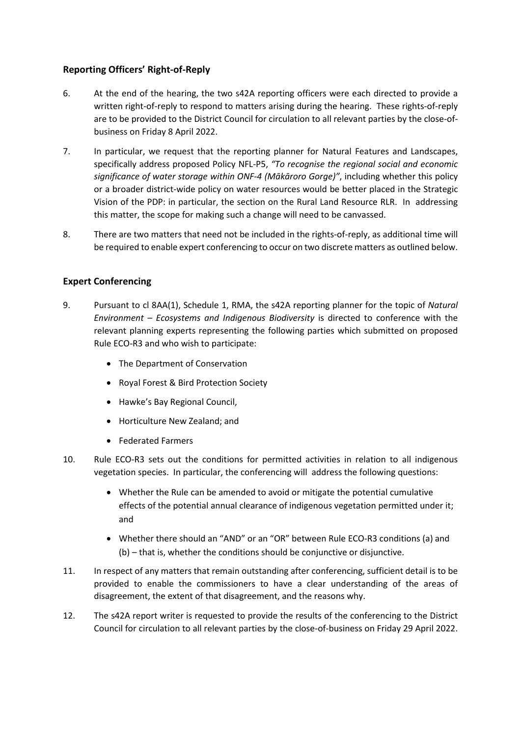## Reporting Officers' Right-of-Reply

6. At the end of the hearing, the two s42A reporting officers were each directed to provide a written right-of-reply to respond to matters arising during the hearing. These rights-of-reply are to be provided to the District Council for circulation to all relevant parties by the close-of-business on Friday 8 April 2022.

7. In particular, we request that the reporting planner for Natural Features and Landscapes, specifically address proposed Policy NFL-P5, *"To recognise the regional social and economic significance of water storage within ONF-4 (Mākāroro Gorge)"*, including whether this policy or a broader district-wide policy on water resources would be better placed in the Strategic Vision of the PDP: in particular, the section on the Rural Land Resource RLR. In addressing this matter, the scope for making such a change will need to be canvassed.

8. There are two matters that need not be included in the rights-of-reply, as additional time will be required to enable expert conferencing to occur on two discrete matters as outlined below.

## Expert Conferencing

9. Pursuant to cl 8AA(1), Schedule 1, RMA, the s42A reporting planner for the topic of *Natural Environment – Ecosystems and Indigenous Biodiversity* is directed to conference with the relevant planning experts representing the following parties which submitted on proposed Rule ECO-R3 and who wish to participate:

   - The Department of Conservation
   - Royal Forest & Bird Protection Society
   - Hawke's Bay Regional Council,
   - Horticulture New Zealand; and
   - Federated Farmers

10. Rule ECO-R3 sets out the conditions for permitted activities in relation to all indigenous vegetation species. In particular, the conferencing will address the following questions:

    - Whether the Rule can be amended to avoid or mitigate the potential cumulative effects of the potential annual clearance of indigenous vegetation permitted under it; and
    - Whether there should an "AND" or an "OR" between Rule ECO-R3 conditions (a) and (b) – that is, whether the conditions should be conjunctive or disjunctive.

11. In respect of any matters that remain outstanding after conferencing, sufficient detail is to be provided to enable the commissioners to have a clear understanding of the areas of disagreement, the extent of that disagreement, and the reasons why.

12. The s42A report writer is requested to provide the results of the conferencing to the District Council for circulation to all relevant parties by the close-of-business on Friday 29 April 2022.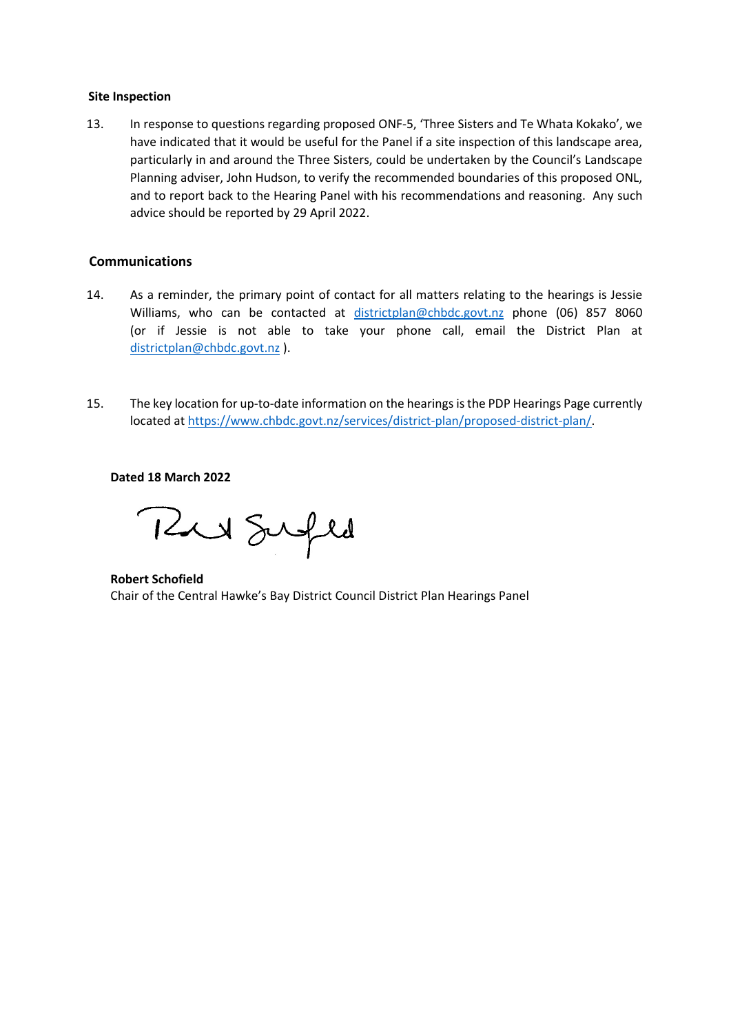**Site Inspection**

13. In response to questions regarding proposed ONF-5, 'Three Sisters and Te Whata Kokako', we have indicated that it would be useful for the Panel if a site inspection of this landscape area, particularly in and around the Three Sisters, could be undertaken by the Council's Landscape Planning adviser, John Hudson, to verify the recommended boundaries of this proposed ONL, and to report back to the Hearing Panel with his recommendations and reasoning. Any such advice should be reported by 29 April 2022.

**Communications**

14. As a reminder, the primary point of contact for all matters relating to the hearings is Jessie Williams, who can be contacted at districtplan@chbdc.govt.nz phone (06) 857 8060 (or if Jessie is not able to take your phone call, email the District Plan at districtplan@chbdc.govt.nz ).

15. The key location for up-to-date information on the hearings is the PDP Hearings Page currently located at https://www.chbdc.govt.nz/services/district-plan/proposed-district-plan/.

**Dated 18 March 2022**

**Robert Schofield**
Chair of the Central Hawke's Bay District Council District Plan Hearings Panel